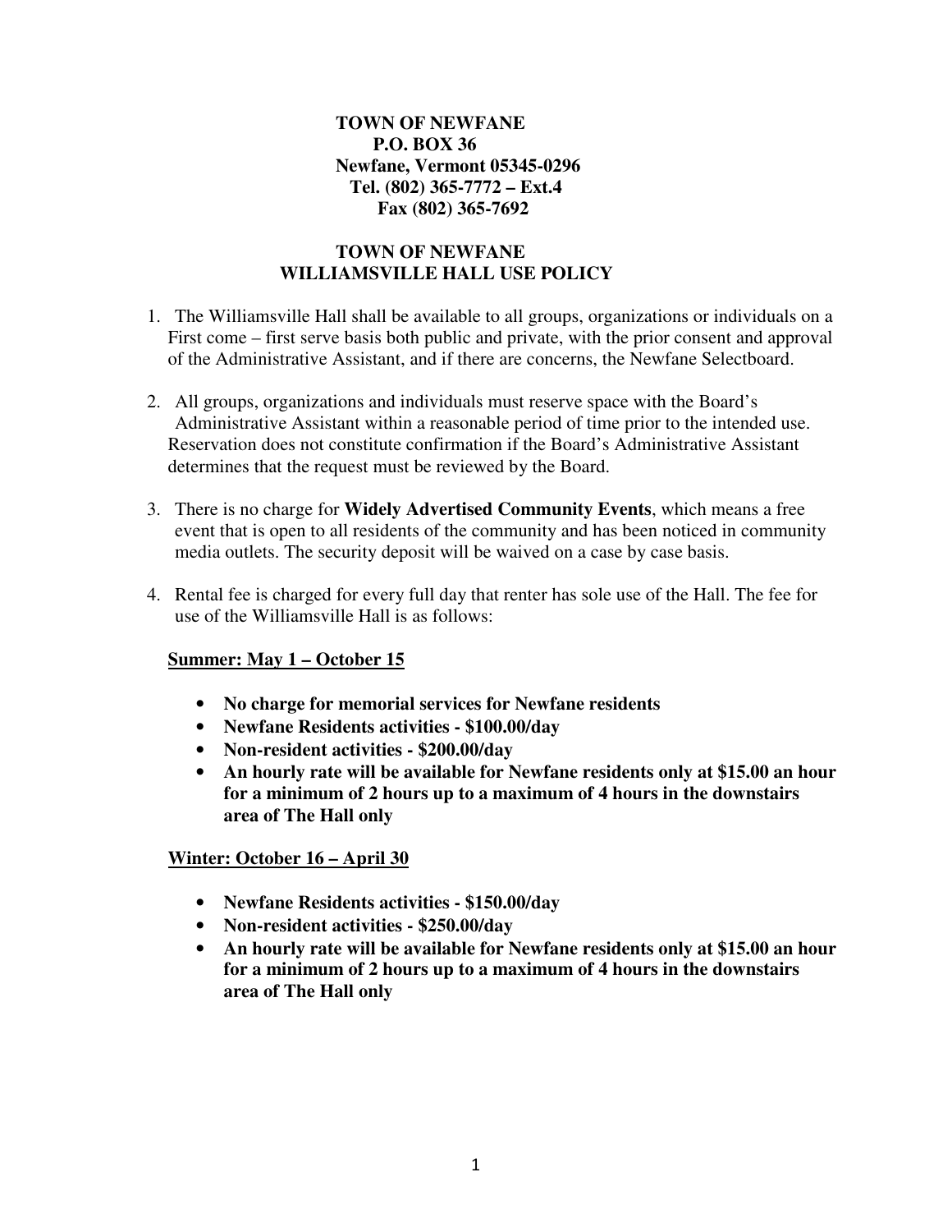**TOWN OF NEWFANE**
**P.O. BOX 36**
**Newfane, Vermont 05345-0296**
**Tel. (802) 365-7772 – Ext.4**
**Fax (802) 365-7692**

# TOWN OF NEWFANE
# WILLIAMSVILLE HALL USE POLICY

1. The Williamsville Hall shall be available to all groups, organizations or individuals on a First come – first serve basis both public and private, with the prior consent and approval of the Administrative Assistant, and if there are concerns, the Newfane Selectboard.

2. All groups, organizations and individuals must reserve space with the Board's Administrative Assistant within a reasonable period of time prior to the intended use. Reservation does not constitute confirmation if the Board's Administrative Assistant determines that the request must be reviewed by the Board.

3. There is no charge for **Widely Advertised Community Events**, which means a free event that is open to all residents of the community and has been noticed in community media outlets. The security deposit will be waived on a case by case basis.

4. Rental fee is charged for every full day that renter has sole use of the Hall. The fee for use of the Williamsville Hall is as follows:

   **Summer: May 1 – October 15**

   - **No charge for memorial services for Newfane residents**
   - **Newfane Residents activities - $100.00/day**
   - **Non-resident activities - $200.00/day**
   - **An hourly rate will be available for Newfane residents only at $15.00 an hour for a minimum of 2 hours up to a maximum of 4 hours in the downstairs area of The Hall only**

   **Winter: October 16 – April 30**

   - **Newfane Residents activities - $150.00/day**
   - **Non-resident activities - $250.00/day**
   - **An hourly rate will be available for Newfane residents only at $15.00 an hour for a minimum of 2 hours up to a maximum of 4 hours in the downstairs area of The Hall only**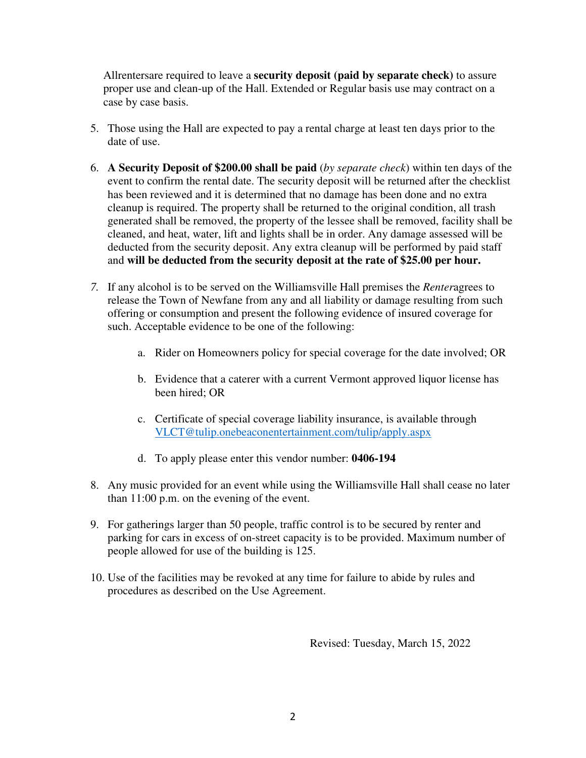Allrentersare required to leave a **security deposit (paid by separate check)** to assure proper use and clean-up of the Hall. Extended or Regular basis use may contract on a case by case basis.

5. Those using the Hall are expected to pay a rental charge at least ten days prior to the date of use.

6. **A Security Deposit of $200.00 shall be paid** (*by separate check*) within ten days of the event to confirm the rental date. The security deposit will be returned after the checklist has been reviewed and it is determined that no damage has been done and no extra cleanup is required. The property shall be returned to the original condition, all trash generated shall be removed, the property of the lessee shall be removed, facility shall be cleaned, and heat, water, lift and lights shall be in order. Any damage assessed will be deducted from the security deposit. Any extra cleanup will be performed by paid staff and **will be deducted from the security deposit at the rate of $25.00 per hour.**

7. If any alcohol is to be served on the Williamsville Hall premises the *Renter*agrees to release the Town of Newfane from any and all liability or damage resulting from such offering or consumption and present the following evidence of insured coverage for such. Acceptable evidence to be one of the following:

    a. Rider on Homeowners policy for special coverage for the date involved; OR

    b. Evidence that a caterer with a current Vermont approved liquor license has been hired; OR

    c. Certificate of special coverage liability insurance, is available through VLCT@tulip.onebeaconentertainment.com/tulip/apply.aspx

    d. To apply please enter this vendor number: **0406-194**

8. Any music provided for an event while using the Williamsville Hall shall cease no later than 11:00 p.m. on the evening of the event.

9. For gatherings larger than 50 people, traffic control is to be secured by renter and parking for cars in excess of on-street capacity is to be provided. Maximum number of people allowed for use of the building is 125.

10. Use of the facilities may be revoked at any time for failure to abide by rules and procedures as described on the Use Agreement.

Revised: Tuesday, March 15, 2022